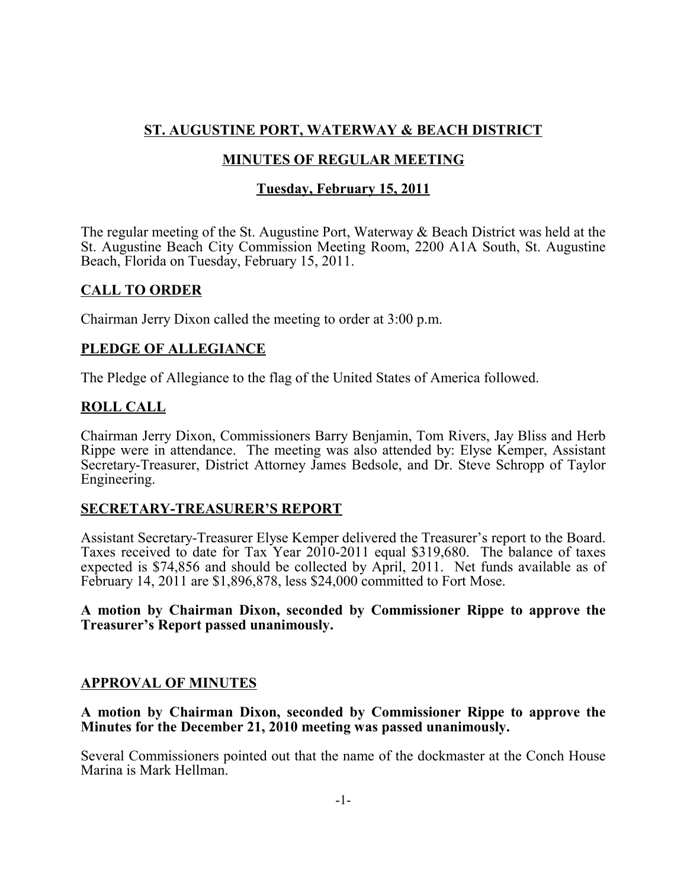# ST. AUGUSTINE PORT, WATERWAY & BEACH DISTRICT

## MINUTES OF REGULAR MEETING

### Tuesday, February 15, 2011

The regular meeting of the St. Augustine Port, Waterway & Beach District was held at the St. Augustine Beach City Commission Meeting Room, 2200 A1A South, St. Augustine Beach, Florida on Tuesday, February 15, 2011.

## CALL TO ORDER

Chairman Jerry Dixon called the meeting to order at 3:00 p.m.

## PLEDGE OF ALLEGIANCE

The Pledge of Allegiance to the flag of the United States of America followed.

## ROLL CALL

Chairman Jerry Dixon, Commissioners Barry Benjamin, Tom Rivers, Jay Bliss and Herb Rippe were in attendance. The meeting was also attended by: Elyse Kemper, Assistant Secretary-Treasurer, District Attorney James Bedsole, and Dr. Steve Schropp of Taylor Engineering.

## SECRETARY-TREASURER'S REPORT

Assistant Secretary-Treasurer Elyse Kemper delivered the Treasurer's report to the Board. Taxes received to date for Tax Year 2010-2011 equal $319,680. The balance of taxes expected is $74,856 and should be collected by April, 2011. Net funds available as of February 14, 2011 are $1,896,878, less $24,000 committed to Fort Mose.

**A motion by Chairman Dixon, seconded by Commissioner Rippe to approve the Treasurer's Report passed unanimously.**

## APPROVAL OF MINUTES

**A motion by Chairman Dixon, seconded by Commissioner Rippe to approve the Minutes for the December 21, 2010 meeting was passed unanimously.**

Several Commissioners pointed out that the name of the dockmaster at the Conch House Marina is Mark Hellman.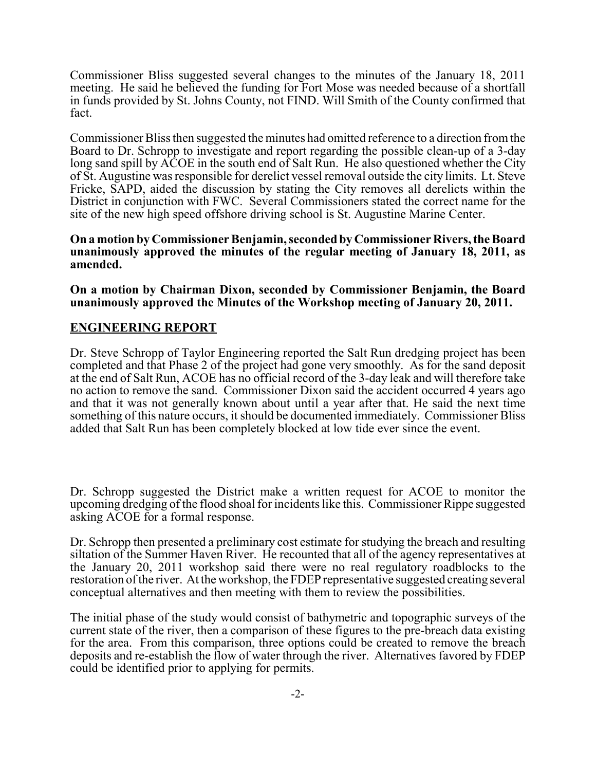Commissioner Bliss suggested several changes to the minutes of the January 18, 2011 meeting. He said he believed the funding for Fort Mose was needed because of a shortfall in funds provided by St. Johns County, not FIND. Will Smith of the County confirmed that fact.

Commissioner Bliss then suggested the minutes had omitted reference to a direction from the Board to Dr. Schropp to investigate and report regarding the possible clean-up of a 3-day long sand spill by ACOE in the south end of Salt Run. He also questioned whether the City of St. Augustine was responsible for derelict vessel removal outside the city limits. Lt. Steve Fricke, SAPD, aided the discussion by stating the City removes all derelicts within the District in conjunction with FWC. Several Commissioners stated the correct name for the site of the new high speed offshore driving school is St. Augustine Marine Center.

**On a motion by Commissioner Benjamin, seconded by Commissioner Rivers, the Board unanimously approved the minutes of the regular meeting of January 18, 2011, as amended.**

**On a motion by Chairman Dixon, seconded by Commissioner Benjamin, the Board unanimously approved the Minutes of the Workshop meeting of January 20, 2011.**

## ENGINEERING REPORT

Dr. Steve Schropp of Taylor Engineering reported the Salt Run dredging project has been completed and that Phase 2 of the project had gone very smoothly. As for the sand deposit at the end of Salt Run, ACOE has no official record of the 3-day leak and will therefore take no action to remove the sand. Commissioner Dixon said the accident occurred 4 years ago and that it was not generally known about until a year after that. He said the next time something of this nature occurs, it should be documented immediately. Commissioner Bliss added that Salt Run has been completely blocked at low tide ever since the event.

Dr. Schropp suggested the District make a written request for ACOE to monitor the upcoming dredging of the flood shoal for incidents like this. Commissioner Rippe suggested asking ACOE for a formal response.

Dr. Schropp then presented a preliminary cost estimate for studying the breach and resulting siltation of the Summer Haven River. He recounted that all of the agency representatives at the January 20, 2011 workshop said there were no real regulatory roadblocks to the restoration of the river. At the workshop, the FDEP representative suggested creating several conceptual alternatives and then meeting with them to review the possibilities.

The initial phase of the study would consist of bathymetric and topographic surveys of the current state of the river, then a comparison of these figures to the pre-breach data existing for the area. From this comparison, three options could be created to remove the breach deposits and re-establish the flow of water through the river. Alternatives favored by FDEP could be identified prior to applying for permits.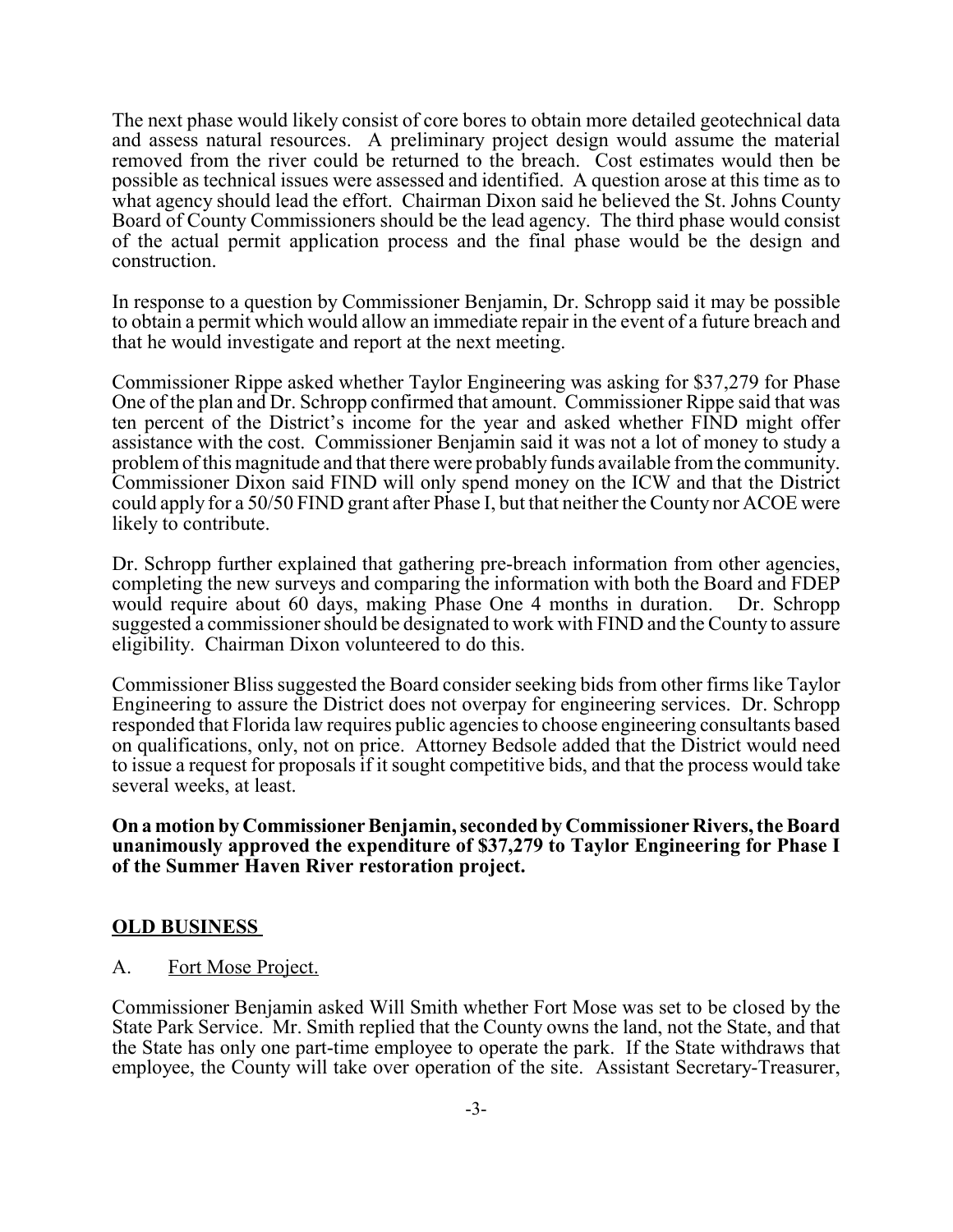The next phase would likely consist of core bores to obtain more detailed geotechnical data and assess natural resources. A preliminary project design would assume the material removed from the river could be returned to the breach. Cost estimates would then be possible as technical issues were assessed and identified. A question arose at this time as to what agency should lead the effort. Chairman Dixon said he believed the St. Johns County Board of County Commissioners should be the lead agency. The third phase would consist of the actual permit application process and the final phase would be the design and construction.

In response to a question by Commissioner Benjamin, Dr. Schropp said it may be possible to obtain a permit which would allow an immediate repair in the event of a future breach and that he would investigate and report at the next meeting.

Commissioner Rippe asked whether Taylor Engineering was asking for $37,279 for Phase One of the plan and Dr. Schropp confirmed that amount. Commissioner Rippe said that was ten percent of the District's income for the year and asked whether FIND might offer assistance with the cost. Commissioner Benjamin said it was not a lot of money to study a problem of this magnitude and that there were probably funds available from the community. Commissioner Dixon said FIND will only spend money on the ICW and that the District could apply for a 50/50 FIND grant after Phase I, but that neither the County nor ACOE were likely to contribute.

Dr. Schropp further explained that gathering pre-breach information from other agencies, completing the new surveys and comparing the information with both the Board and FDEP would require about 60 days, making Phase One 4 months in duration. Dr. Schropp suggested a commissioner should be designated to work with FIND and the County to assure eligibility. Chairman Dixon volunteered to do this.

Commissioner Bliss suggested the Board consider seeking bids from other firms like Taylor Engineering to assure the District does not overpay for engineering services. Dr. Schropp responded that Florida law requires public agencies to choose engineering consultants based on qualifications, only, not on price. Attorney Bedsole added that the District would need to issue a request for proposals if it sought competitive bids, and that the process would take several weeks, at least.

**On a motion by Commissioner Benjamin, seconded by Commissioner Rivers, the Board unanimously approved the expenditure of $37,279 to Taylor Engineering for Phase I of the Summer Haven River restoration project.**

## OLD BUSINESS

A. Fort Mose Project.

Commissioner Benjamin asked Will Smith whether Fort Mose was set to be closed by the State Park Service. Mr. Smith replied that the County owns the land, not the State, and that the State has only one part-time employee to operate the park. If the State withdraws that employee, the County will take over operation of the site. Assistant Secretary-Treasurer,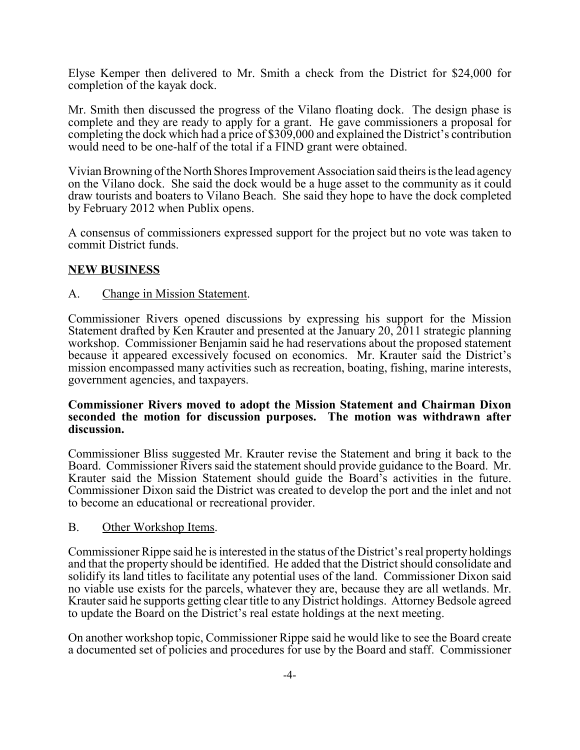Elyse Kemper then delivered to Mr. Smith a check from the District for $24,000 for completion of the kayak dock.

Mr. Smith then discussed the progress of the Vilano floating dock. The design phase is complete and they are ready to apply for a grant. He gave commissioners a proposal for completing the dock which had a price of $309,000 and explained the District's contribution would need to be one-half of the total if a FIND grant were obtained.

Vivian Browning of the North Shores Improvement Association said theirs is the lead agency on the Vilano dock. She said the dock would be a huge asset to the community as it could draw tourists and boaters to Vilano Beach. She said they hope to have the dock completed by February 2012 when Publix opens.

A consensus of commissioners expressed support for the project but no vote was taken to commit District funds.

## NEW BUSINESS

A. Change in Mission Statement.

Commissioner Rivers opened discussions by expressing his support for the Mission Statement drafted by Ken Krauter and presented at the January 20, 2011 strategic planning workshop. Commissioner Benjamin said he had reservations about the proposed statement because it appeared excessively focused on economics. Mr. Krauter said the District's mission encompassed many activities such as recreation, boating, fishing, marine interests, government agencies, and taxpayers.

**Commissioner Rivers moved to adopt the Mission Statement and Chairman Dixon seconded the motion for discussion purposes. The motion was withdrawn after discussion.**

Commissioner Bliss suggested Mr. Krauter revise the Statement and bring it back to the Board. Commissioner Rivers said the statement should provide guidance to the Board. Mr. Krauter said the Mission Statement should guide the Board's activities in the future. Commissioner Dixon said the District was created to develop the port and the inlet and not to become an educational or recreational provider.

B. Other Workshop Items.

Commissioner Rippe said he is interested in the status of the District's real property holdings and that the property should be identified. He added that the District should consolidate and solidify its land titles to facilitate any potential uses of the land. Commissioner Dixon said no viable use exists for the parcels, whatever they are, because they are all wetlands. Mr. Krauter said he supports getting clear title to any District holdings. Attorney Bedsole agreed to update the Board on the District's real estate holdings at the next meeting.

On another workshop topic, Commissioner Rippe said he would like to see the Board create a documented set of policies and procedures for use by the Board and staff. Commissioner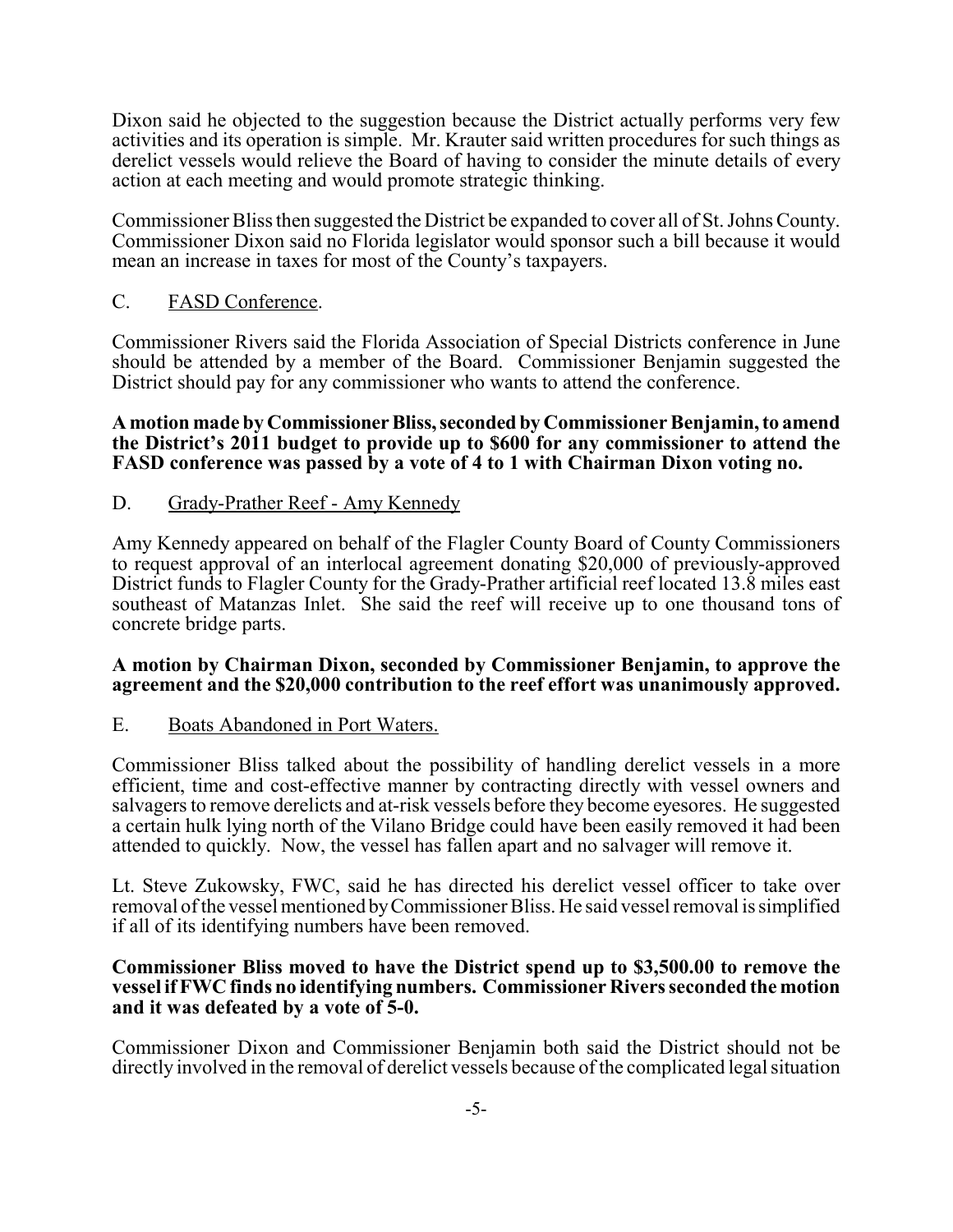Dixon said he objected to the suggestion because the District actually performs very few activities and its operation is simple. Mr. Krauter said written procedures for such things as derelict vessels would relieve the Board of having to consider the minute details of every action at each meeting and would promote strategic thinking.

Commissioner Bliss then suggested the District be expanded to cover all of St. Johns County. Commissioner Dixon said no Florida legislator would sponsor such a bill because it would mean an increase in taxes for most of the County's taxpayers.

C. FASD Conference.

Commissioner Rivers said the Florida Association of Special Districts conference in June should be attended by a member of the Board. Commissioner Benjamin suggested the District should pay for any commissioner who wants to attend the conference.

**A motion made by Commissioner Bliss, seconded by Commissioner Benjamin, to amend the District's 2011 budget to provide up to $600 for any commissioner to attend the FASD conference was passed by a vote of 4 to 1 with Chairman Dixon voting no.**

D. Grady-Prather Reef - Amy Kennedy

Amy Kennedy appeared on behalf of the Flagler County Board of County Commissioners to request approval of an interlocal agreement donating $20,000 of previously-approved District funds to Flagler County for the Grady-Prather artificial reef located 13.8 miles east southeast of Matanzas Inlet. She said the reef will receive up to one thousand tons of concrete bridge parts.

**A motion by Chairman Dixon, seconded by Commissioner Benjamin, to approve the agreement and the $20,000 contribution to the reef effort was unanimously approved.**

E. Boats Abandoned in Port Waters.

Commissioner Bliss talked about the possibility of handling derelict vessels in a more efficient, time and cost-effective manner by contracting directly with vessel owners and salvagers to remove derelicts and at-risk vessels before they become eyesores. He suggested a certain hulk lying north of the Vilano Bridge could have been easily removed it had been attended to quickly. Now, the vessel has fallen apart and no salvager will remove it.

Lt. Steve Zukowsky, FWC, said he has directed his derelict vessel officer to take over removal of the vessel mentioned by Commissioner Bliss. He said vessel removal is simplified if all of its identifying numbers have been removed.

**Commissioner Bliss moved to have the District spend up to $3,500.00 to remove the vessel if FWC finds no identifying numbers. Commissioner Rivers seconded the motion and it was defeated by a vote of 5-0.**

Commissioner Dixon and Commissioner Benjamin both said the District should not be directly involved in the removal of derelict vessels because of the complicated legal situation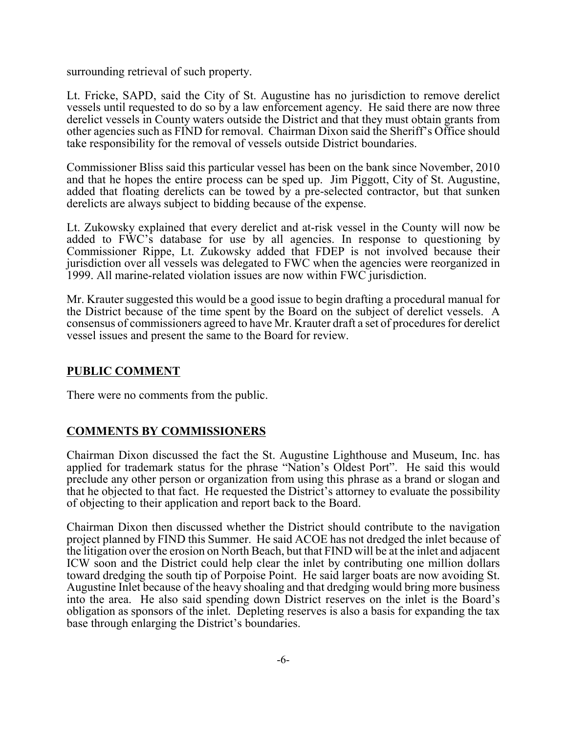surrounding retrieval of such property.

Lt. Fricke, SAPD, said the City of St. Augustine has no jurisdiction to remove derelict vessels until requested to do so by a law enforcement agency. He said there are now three derelict vessels in County waters outside the District and that they must obtain grants from other agencies such as FIND for removal. Chairman Dixon said the Sheriff's Office should take responsibility for the removal of vessels outside District boundaries.

Commissioner Bliss said this particular vessel has been on the bank since November, 2010 and that he hopes the entire process can be sped up. Jim Piggott, City of St. Augustine, added that floating derelicts can be towed by a pre-selected contractor, but that sunken derelicts are always subject to bidding because of the expense.

Lt. Zukowsky explained that every derelict and at-risk vessel in the County will now be added to FWC's database for use by all agencies. In response to questioning by Commissioner Rippe, Lt. Zukowsky added that FDEP is not involved because their jurisdiction over all vessels was delegated to FWC when the agencies were reorganized in 1999. All marine-related violation issues are now within FWC jurisdiction.

Mr. Krauter suggested this would be a good issue to begin drafting a procedural manual for the District because of the time spent by the Board on the subject of derelict vessels. A consensus of commissioners agreed to have Mr. Krauter draft a set of procedures for derelict vessel issues and present the same to the Board for review.

## PUBLIC COMMENT

There were no comments from the public.

## COMMENTS BY COMMISSIONERS

Chairman Dixon discussed the fact the St. Augustine Lighthouse and Museum, Inc. has applied for trademark status for the phrase "Nation's Oldest Port". He said this would preclude any other person or organization from using this phrase as a brand or slogan and that he objected to that fact. He requested the District's attorney to evaluate the possibility of objecting to their application and report back to the Board.

Chairman Dixon then discussed whether the District should contribute to the navigation project planned by FIND this Summer. He said ACOE has not dredged the inlet because of the litigation over the erosion on North Beach, but that FIND will be at the inlet and adjacent ICW soon and the District could help clear the inlet by contributing one million dollars toward dredging the south tip of Porpoise Point. He said larger boats are now avoiding St. Augustine Inlet because of the heavy shoaling and that dredging would bring more business into the area. He also said spending down District reserves on the inlet is the Board's obligation as sponsors of the inlet. Depleting reserves is also a basis for expanding the tax base through enlarging the District's boundaries.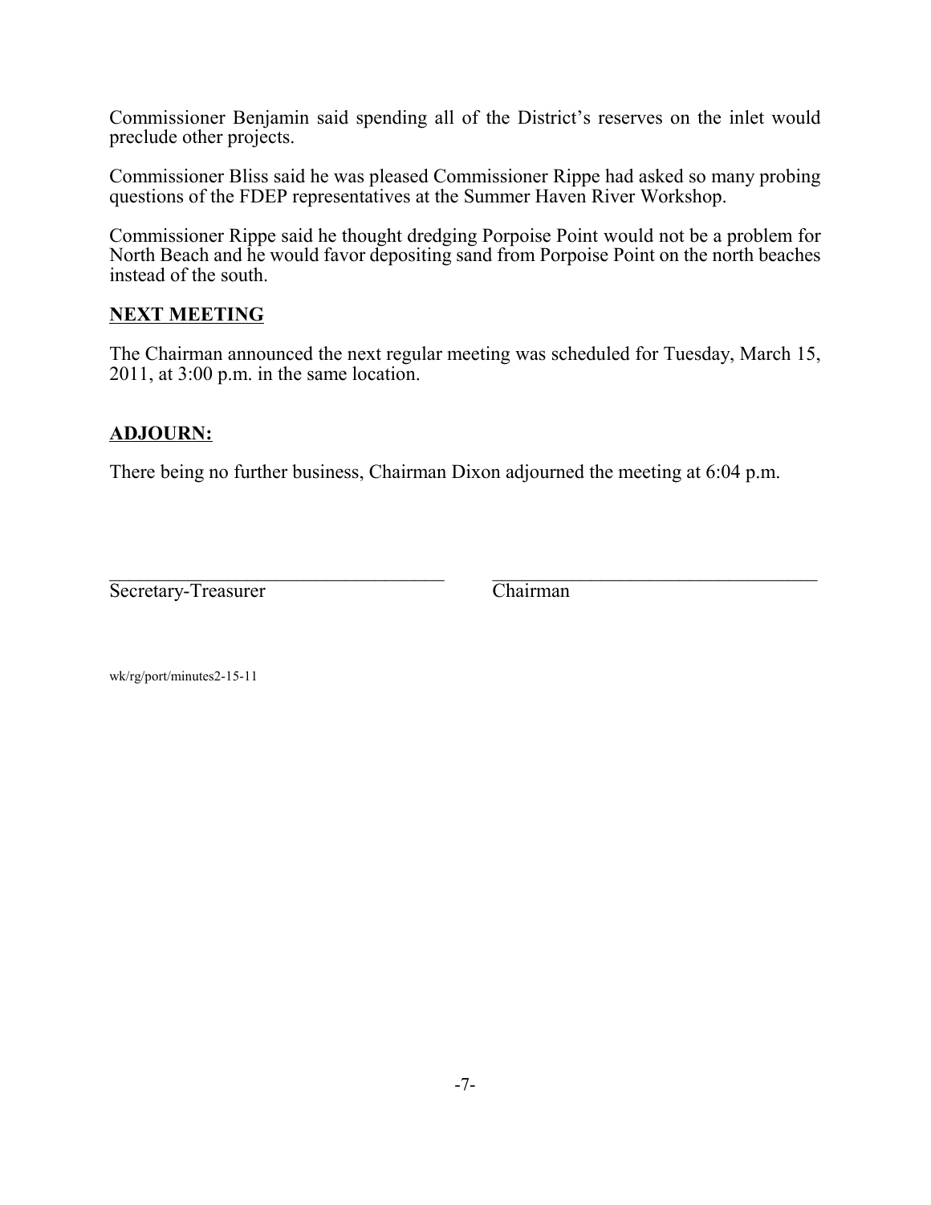Commissioner Benjamin said spending all of the District's reserves on the inlet would preclude other projects.

Commissioner Bliss said he was pleased Commissioner Rippe had asked so many probing questions of the FDEP representatives at the Summer Haven River Workshop.

Commissioner Rippe said he thought dredging Porpoise Point would not be a problem for North Beach and he would favor depositing sand from Porpoise Point on the north beaches instead of the south.

## NEXT MEETING

The Chairman announced the next regular meeting was scheduled for Tuesday, March 15, 2011, at 3:00 p.m. in the same location.

## ADJOURN:

There being no further business, Chairman Dixon adjourned the meeting at 6:04 p.m.

| | |
|---|---|
| ___________________________________ | ___________________________________ |
| Secretary-Treasurer | Chairman |

wk/rg/port/minutes2-15-11